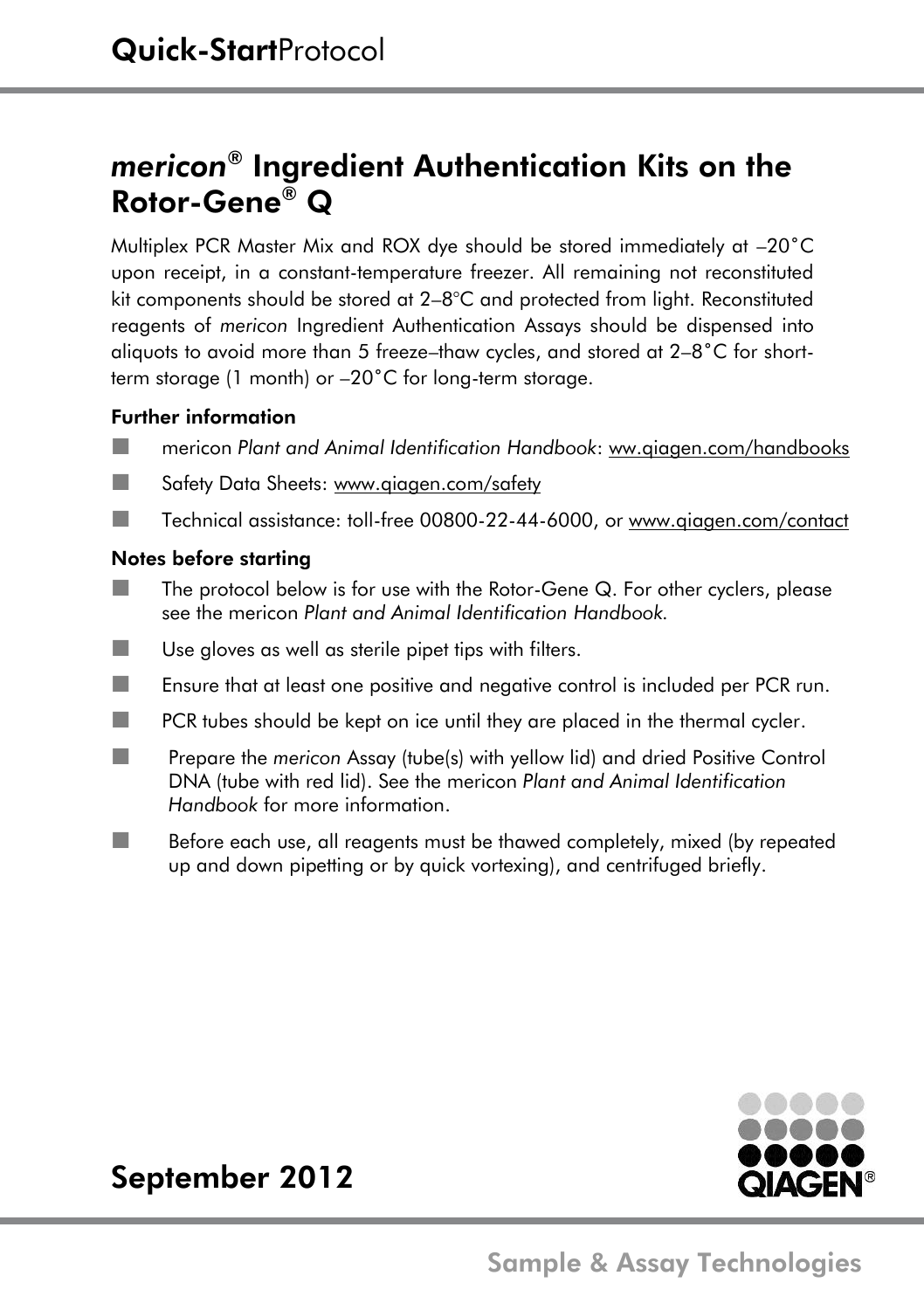# Quick-Start Protocol

## *mericon*® Ingredient Authentication Kits on the Rotor-Gene® Q

Multiplex PCR Master Mix and ROX dye should be stored immediately at –20°C upon receipt, in a constant-temperature freezer. All remaining not reconstituted kit components should be stored at 2–8°C and protected from light. Reconstituted reagents of *mericon* Ingredient Authentication Assays should be dispensed into aliquots to avoid more than 5 freeze–thaw cycles, and stored at 2–8°C for short-term storage (1 month) or –20°C for long-term storage.

### Further information

- mericon *Plant and Animal Identification Handbook*: ww.qiagen.com/handbooks
- Safety Data Sheets: www.qiagen.com/safety
- Technical assistance: toll-free 00800-22-44-6000, or www.qiagen.com/contact

### Notes before starting

- The protocol below is for use with the Rotor-Gene Q. For other cyclers, please see the mericon *Plant and Animal Identification Handbook*.
- Use gloves as well as sterile pipet tips with filters.
- Ensure that at least one positive and negative control is included per PCR run.
- PCR tubes should be kept on ice until they are placed in the thermal cycler.
- Prepare the *mericon* Assay (tube(s) with yellow lid) and dried Positive Control DNA (tube with red lid). See the mericon *Plant and Animal Identification Handbook* for more information.
- Before each use, all reagents must be thawed completely, mixed (by repeated up and down pipetting or by quick vortexing), and centrifuged briefly.

September 2012

QIAGEN®

Sample & Assay Technologies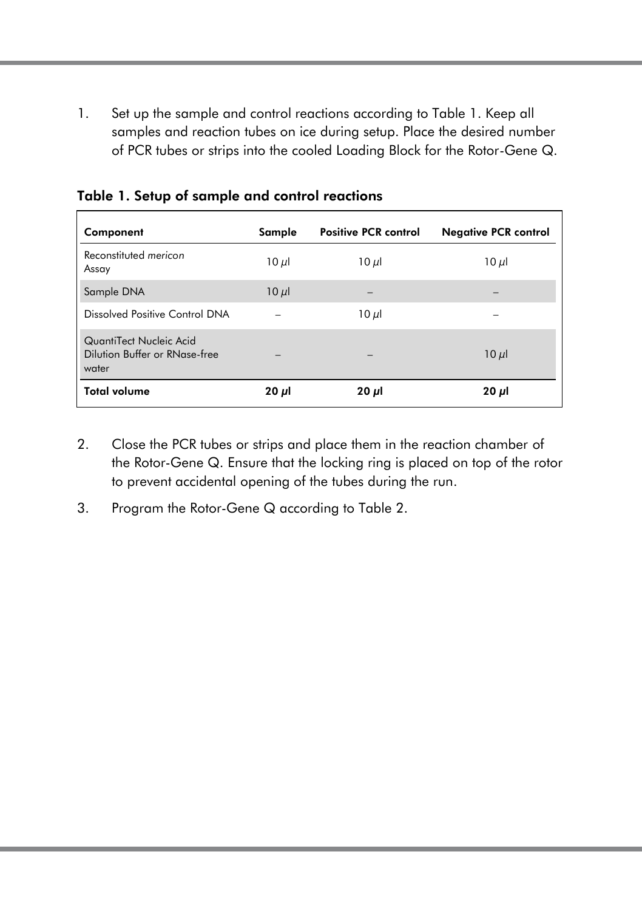1. Set up the sample and control reactions according to Table 1. Keep all samples and reaction tubes on ice during setup. Place the desired number of PCR tubes or strips into the cooled Loading Block for the Rotor-Gene Q.

**Table 1. Setup of sample and control reactions**

| Component | Sample | Positive PCR control | Negative PCR control |
|---|---|---|---|
| Reconstituted *mericon* Assay | 10 µl | 10 µl | 10 µl |
| Sample DNA | 10 µl | – | – |
| Dissolved Positive Control DNA | – | 10 µl | – |
| QuantiTect Nucleic Acid Dilution Buffer or RNase-free water | – | – | 10 µl |
| **Total volume** | **20 µl** | **20 µl** | **20 µl** |

2. Close the PCR tubes or strips and place them in the reaction chamber of the Rotor-Gene Q. Ensure that the locking ring is placed on top of the rotor to prevent accidental opening of the tubes during the run.
3. Program the Rotor-Gene Q according to Table 2.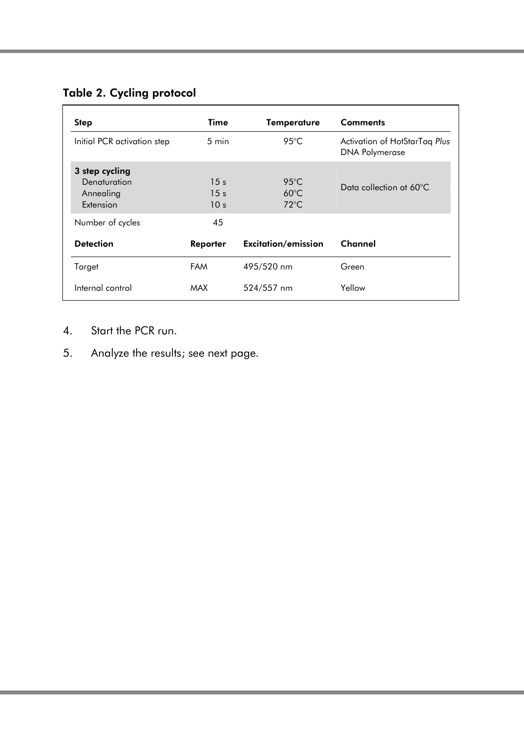### Table 2. Cycling protocol

| Step | Time | Temperature | Comments |
|---|---|---|---|
| Initial PCR activation step | 5 min | 95°C | Activation of HotStarTaq *Plus* DNA Polymerase |
| **3 step cycling** | | | Data collection at 60°C |
| Denaturation | 15 s | 95°C | |
| Annealing | 15 s | 60°C | |
| Extension | 10 s | 72°C | |
| Number of cycles | 45 | | |
| **Detection** | **Reporter** | **Excitation/emission** | **Channel** |
| Target | FAM | 495/520 nm | Green |
| Internal control | MAX | 524/557 nm | Yellow |

4. Start the PCR run.
5. Analyze the results; see next page.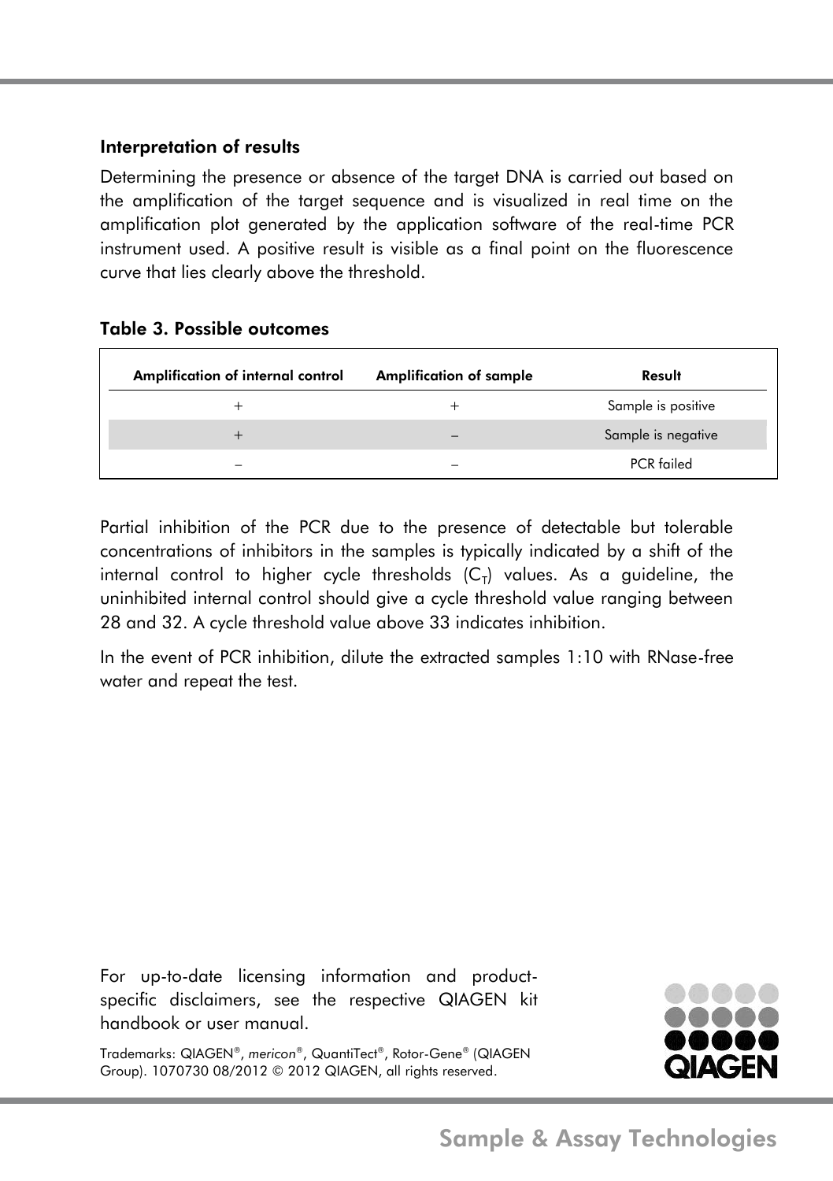### Interpretation of results

Determining the presence or absence of the target DNA is carried out based on the amplification of the target sequence and is visualized in real time on the amplification plot generated by the application software of the real-time PCR instrument used. A positive result is visible as a final point on the fluorescence curve that lies clearly above the threshold.

**Table 3. Possible outcomes**

| Amplification of internal control | Amplification of sample | Result |
|---|---|---|
| + | + | Sample is positive |
| + | – | Sample is negative |
| – | – | PCR failed |

Partial inhibition of the PCR due to the presence of detectable but tolerable concentrations of inhibitors in the samples is typically indicated by a shift of the internal control to higher cycle thresholds ($C_T$) values. As a guideline, the uninhibited internal control should give a cycle threshold value ranging between 28 and 32. A cycle threshold value above 33 indicates inhibition.

In the event of PCR inhibition, dilute the extracted samples 1:10 with RNase-free water and repeat the test.

For up-to-date licensing information and product-specific disclaimers, see the respective QIAGEN kit handbook or user manual.

Trademarks: QIAGEN®, *mericon*®, QuantiTect®, Rotor-Gene® (QIAGEN Group). 1070730 08/2012 © 2012 QIAGEN, all rights reserved.

QIAGEN

Sample & Assay Technologies